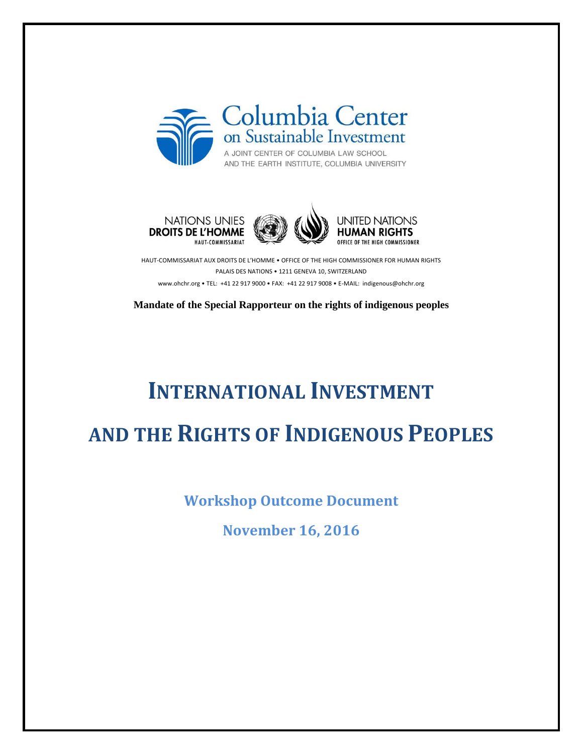Columbia Center on Sustainable Investment

A JOINT CENTER OF COLUMBIA LAW SCHOOL AND THE EARTH INSTITUTE, COLUMBIA UNIVERSITY

NATIONS UNIES DROITS DE L'HOMME HAUT-COMMISSARIAT

UNITED NATIONS HUMAN RIGHTS OFFICE OF THE HIGH COMMISSIONER

HAUT-COMMISSARIAT AUX DROITS DE L'HOMME • OFFICE OF THE HIGH COMMISSIONER FOR HUMAN RIGHTS
PALAIS DES NATIONS • 1211 GENEVA 10, SWITZERLAND
www.ohchr.org • TEL: +41 22 917 9000 • FAX: +41 22 917 9008 • E-MAIL: indigenous@ohchr.org

**Mandate of the Special Rapporteur on the rights of indigenous peoples**

# INTERNATIONAL INVESTMENT AND THE RIGHTS OF INDIGENOUS PEOPLES

## Workshop Outcome Document

## November 16, 2016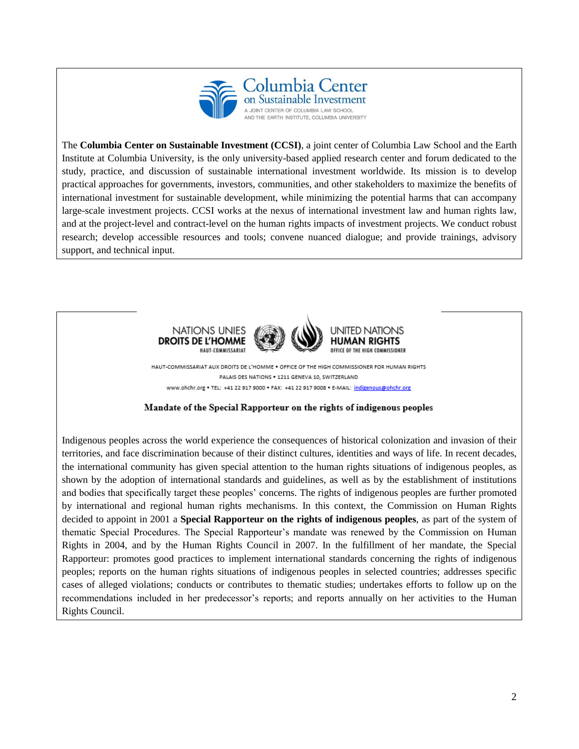Columbia Center on Sustainable Investment

A JOINT CENTER OF COLUMBIA LAW SCHOOL AND THE EARTH INSTITUTE, COLUMBIA UNIVERSITY

The **Columbia Center on Sustainable Investment (CCSI)**, a joint center of Columbia Law School and the Earth Institute at Columbia University, is the only university-based applied research center and forum dedicated to the study, practice, and discussion of sustainable international investment worldwide. Its mission is to develop practical approaches for governments, investors, communities, and other stakeholders to maximize the benefits of international investment for sustainable development, while minimizing the potential harms that can accompany large-scale investment projects. CCSI works at the nexus of international investment law and human rights law, and at the project-level and contract-level on the human rights impacts of investment projects. We conduct robust research; develop accessible resources and tools; convene nuanced dialogue; and provide trainings, advisory support, and technical input.

NATIONS UNIES DROITS DE L'HOMME HAUT-COMMISSARIAT | UNITED NATIONS HUMAN RIGHTS OFFICE OF THE HIGH COMMISSIONER

HAUT-COMMISSARIAT AUX DROITS DE L'HOMME • OFFICE OF THE HIGH COMMISSIONER FOR HUMAN RIGHTS
PALAIS DES NATIONS • 1211 GENEVA 10, SWITZERLAND
www.ohchr.org • TEL: +41 22 917 9000 • FAX: +41 22 917 9008 • E-MAIL: indigenous@ohchr.org

**Mandate of the Special Rapporteur on the rights of indigenous peoples**

Indigenous peoples across the world experience the consequences of historical colonization and invasion of their territories, and face discrimination because of their distinct cultures, identities and ways of life. In recent decades, the international community has given special attention to the human rights situations of indigenous peoples, as shown by the adoption of international standards and guidelines, as well as by the establishment of institutions and bodies that specifically target these peoples' concerns. The rights of indigenous peoples are further promoted by international and regional human rights mechanisms. In this context, the Commission on Human Rights decided to appoint in 2001 a **Special Rapporteur on the rights of indigenous peoples**, as part of the system of thematic Special Procedures. The Special Rapporteur's mandate was renewed by the Commission on Human Rights in 2004, and by the Human Rights Council in 2007. In the fulfillment of her mandate, the Special Rapporteur: promotes good practices to implement international standards concerning the rights of indigenous peoples; reports on the human rights situations of indigenous peoples in selected countries; addresses specific cases of alleged violations; conducts or contributes to thematic studies; undertakes efforts to follow up on the recommendations included in her predecessor's reports; and reports annually on her activities to the Human Rights Council.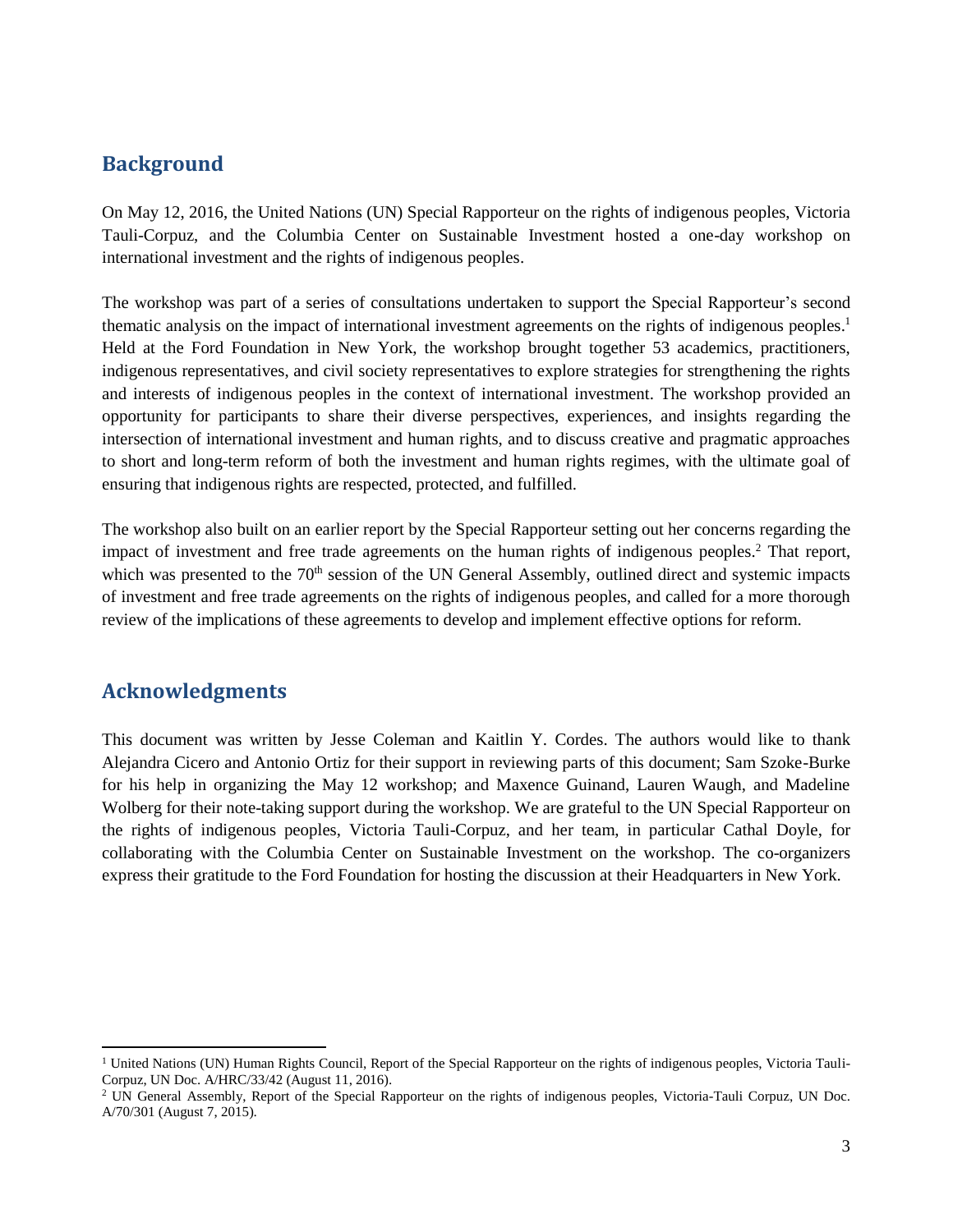## Background

On May 12, 2016, the United Nations (UN) Special Rapporteur on the rights of indigenous peoples, Victoria Tauli-Corpuz, and the Columbia Center on Sustainable Investment hosted a one-day workshop on international investment and the rights of indigenous peoples.

The workshop was part of a series of consultations undertaken to support the Special Rapporteur's second thematic analysis on the impact of international investment agreements on the rights of indigenous peoples.[1] Held at the Ford Foundation in New York, the workshop brought together 53 academics, practitioners, indigenous representatives, and civil society representatives to explore strategies for strengthening the rights and interests of indigenous peoples in the context of international investment. The workshop provided an opportunity for participants to share their diverse perspectives, experiences, and insights regarding the intersection of international investment and human rights, and to discuss creative and pragmatic approaches to short and long-term reform of both the investment and human rights regimes, with the ultimate goal of ensuring that indigenous rights are respected, protected, and fulfilled.

The workshop also built on an earlier report by the Special Rapporteur setting out her concerns regarding the impact of investment and free trade agreements on the human rights of indigenous peoples.[2] That report, which was presented to the 70th session of the UN General Assembly, outlined direct and systemic impacts of investment and free trade agreements on the rights of indigenous peoples, and called for a more thorough review of the implications of these agreements to develop and implement effective options for reform.

## Acknowledgments

This document was written by Jesse Coleman and Kaitlin Y. Cordes. The authors would like to thank Alejandra Cicero and Antonio Ortiz for their support in reviewing parts of this document; Sam Szoke-Burke for his help in organizing the May 12 workshop; and Maxence Guinand, Lauren Waugh, and Madeline Wolberg for their note-taking support during the workshop. We are grateful to the UN Special Rapporteur on the rights of indigenous peoples, Victoria Tauli-Corpuz, and her team, in particular Cathal Doyle, for collaborating with the Columbia Center on Sustainable Investment on the workshop. The co-organizers express their gratitude to the Ford Foundation for hosting the discussion at their Headquarters in New York.

---

[1] United Nations (UN) Human Rights Council, Report of the Special Rapporteur on the rights of indigenous peoples, Victoria Tauli-Corpuz, UN Doc. A/HRC/33/42 (August 11, 2016).

[2] UN General Assembly, Report of the Special Rapporteur on the rights of indigenous peoples, Victoria-Tauli Corpuz, UN Doc. A/70/301 (August 7, 2015).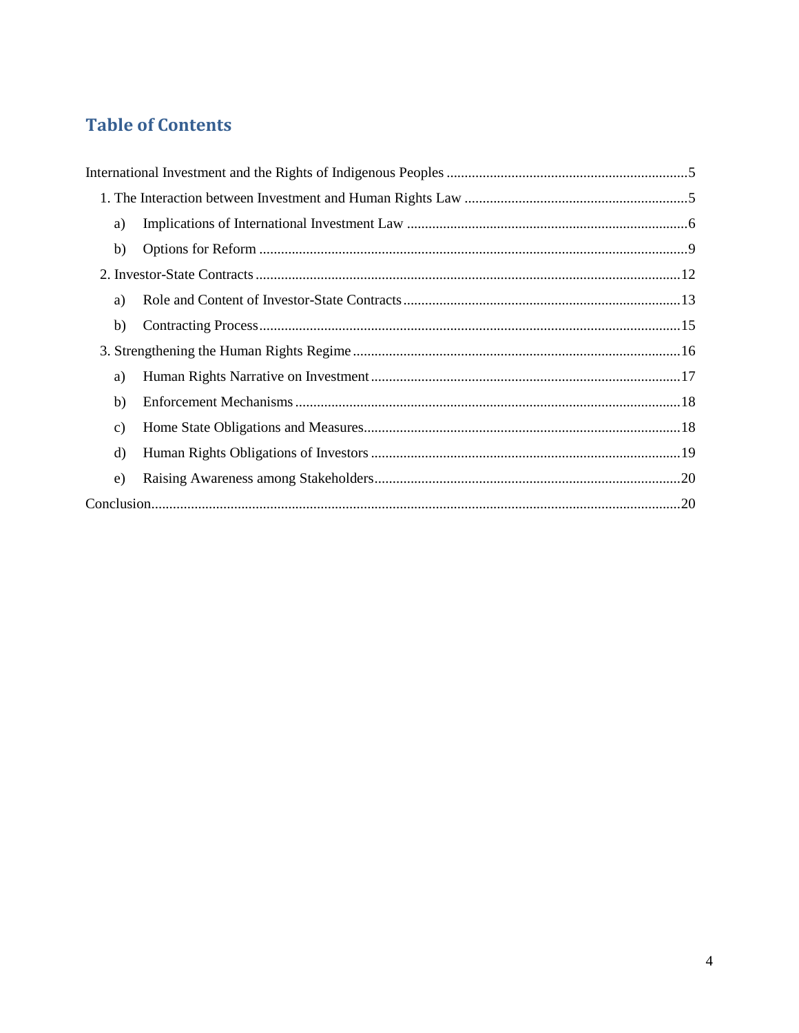## Table of Contents

International Investment and the Rights of Indigenous Peoples ....................................................................5

1. The Interaction between Investment and Human Rights Law ..............................................................5
   - a) Implications of International Investment Law ..............................................................................6
   - b) Options for Reform ........................................................................................................................9
2. Investor-State Contracts ......................................................................................................................12
   - a) Role and Content of Investor-State Contracts .............................................................................13
   - b) Contracting Process .....................................................................................................................15
3. Strengthening the Human Rights Regime ...........................................................................................16
   - a) Human Rights Narrative on Investment .......................................................................................17
   - b) Enforcement Mechanisms ............................................................................................................18
   - c) Home State Obligations and Measures.........................................................................................18
   - d) Human Rights Obligations of Investors .......................................................................................19
   - e) Raising Awareness among Stakeholders......................................................................................20

Conclusion...................................................................................................................................................20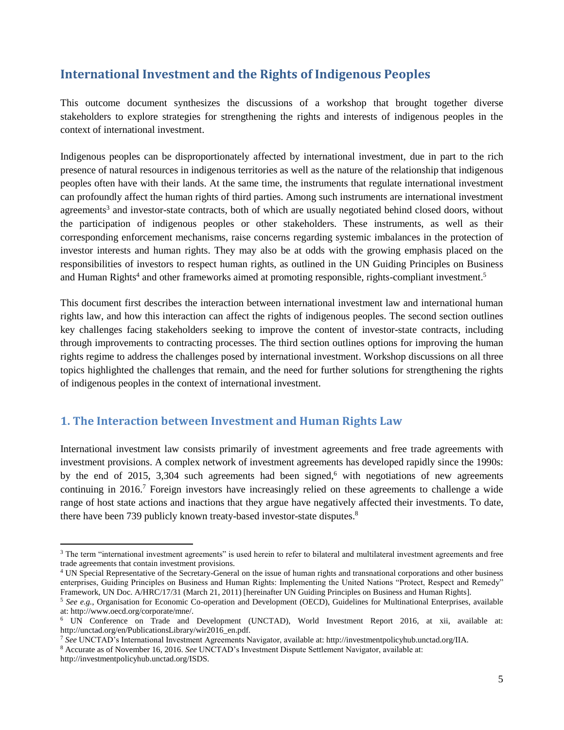## International Investment and the Rights of Indigenous Peoples

This outcome document synthesizes the discussions of a workshop that brought together diverse stakeholders to explore strategies for strengthening the rights and interests of indigenous peoples in the context of international investment.

Indigenous peoples can be disproportionately affected by international investment, due in part to the rich presence of natural resources in indigenous territories as well as the nature of the relationship that indigenous peoples often have with their lands. At the same time, the instruments that regulate international investment can profoundly affect the human rights of third parties. Among such instruments are international investment agreements[3] and investor-state contracts, both of which are usually negotiated behind closed doors, without the participation of indigenous peoples or other stakeholders. These instruments, as well as their corresponding enforcement mechanisms, raise concerns regarding systemic imbalances in the protection of investor interests and human rights. They may also be at odds with the growing emphasis placed on the responsibilities of investors to respect human rights, as outlined in the UN Guiding Principles on Business and Human Rights[4] and other frameworks aimed at promoting responsible, rights-compliant investment.[5]

This document first describes the interaction between international investment law and international human rights law, and how this interaction can affect the rights of indigenous peoples. The second section outlines key challenges facing stakeholders seeking to improve the content of investor-state contracts, including through improvements to contracting processes. The third section outlines options for improving the human rights regime to address the challenges posed by international investment. Workshop discussions on all three topics highlighted the challenges that remain, and the need for further solutions for strengthening the rights of indigenous peoples in the context of international investment.

### 1. The Interaction between Investment and Human Rights Law

International investment law consists primarily of investment agreements and free trade agreements with investment provisions. A complex network of investment agreements has developed rapidly since the 1990s: by the end of 2015, 3,304 such agreements had been signed,[6] with negotiations of new agreements continuing in 2016.[7] Foreign investors have increasingly relied on these agreements to challenge a wide range of host state actions and inactions that they argue have negatively affected their investments. To date, there have been 739 publicly known treaty-based investor-state disputes.[8]

---

[3] The term "international investment agreements" is used herein to refer to bilateral and multilateral investment agreements and free trade agreements that contain investment provisions.

[4] UN Special Representative of the Secretary-General on the issue of human rights and transnational corporations and other business enterprises, Guiding Principles on Business and Human Rights: Implementing the United Nations "Protect, Respect and Remedy" Framework, UN Doc. A/HRC/17/31 (March 21, 2011) [hereinafter UN Guiding Principles on Business and Human Rights].

[5] *See e.g.,* Organisation for Economic Co-operation and Development (OECD), Guidelines for Multinational Enterprises, available at: http://www.oecd.org/corporate/mne/.

[6] UN Conference on Trade and Development (UNCTAD), World Investment Report 2016, at xii, available at: http://unctad.org/en/PublicationsLibrary/wir2016_en.pdf.

[7] *See* UNCTAD's International Investment Agreements Navigator, available at: http://investmentpolicyhub.unctad.org/IIA.

[8] Accurate as of November 16, 2016. *See* UNCTAD's Investment Dispute Settlement Navigator, available at: http://investmentpolicyhub.unctad.org/ISDS.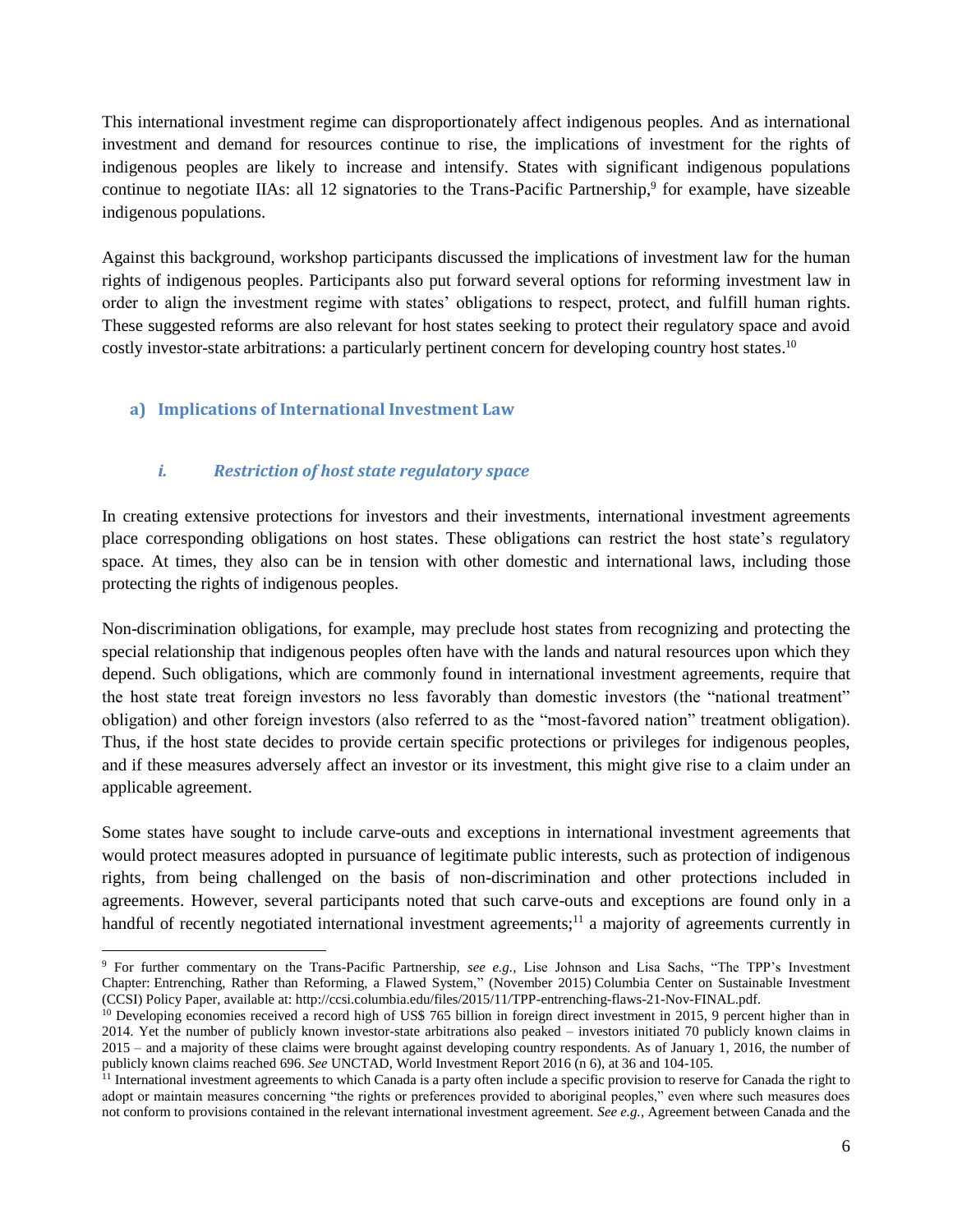This international investment regime can disproportionately affect indigenous peoples. And as international investment and demand for resources continue to rise, the implications of investment for the rights of indigenous peoples are likely to increase and intensify. States with significant indigenous populations continue to negotiate IIAs: all 12 signatories to the Trans-Pacific Partnership,[9] for example, have sizeable indigenous populations.

Against this background, workshop participants discussed the implications of investment law for the human rights of indigenous peoples. Participants also put forward several options for reforming investment law in order to align the investment regime with states' obligations to respect, protect, and fulfill human rights. These suggested reforms are also relevant for host states seeking to protect their regulatory space and avoid costly investor-state arbitrations: a particularly pertinent concern for developing country host states.[10]

## a) Implications of International Investment Law

### *i. Restriction of host state regulatory space*

In creating extensive protections for investors and their investments, international investment agreements place corresponding obligations on host states. These obligations can restrict the host state's regulatory space. At times, they also can be in tension with other domestic and international laws, including those protecting the rights of indigenous peoples.

Non-discrimination obligations, for example, may preclude host states from recognizing and protecting the special relationship that indigenous peoples often have with the lands and natural resources upon which they depend. Such obligations, which are commonly found in international investment agreements, require that the host state treat foreign investors no less favorably than domestic investors (the "national treatment" obligation) and other foreign investors (also referred to as the "most-favored nation" treatment obligation). Thus, if the host state decides to provide certain specific protections or privileges for indigenous peoples, and if these measures adversely affect an investor or its investment, this might give rise to a claim under an applicable agreement.

Some states have sought to include carve-outs and exceptions in international investment agreements that would protect measures adopted in pursuance of legitimate public interests, such as protection of indigenous rights, from being challenged on the basis of non-discrimination and other protections included in agreements. However, several participants noted that such carve-outs and exceptions are found only in a handful of recently negotiated international investment agreements;[11] a majority of agreements currently in

---

[9] For further commentary on the Trans-Pacific Partnership, *see e.g.*, Lise Johnson and Lisa Sachs, "The TPP's Investment Chapter: Entrenching, Rather than Reforming, a Flawed System," (November 2015) Columbia Center on Sustainable Investment (CCSI) Policy Paper, available at: http://ccsi.columbia.edu/files/2015/11/TPP-entrenching-flaws-21-Nov-FINAL.pdf.

[10] Developing economies received a record high of US$ 765 billion in foreign direct investment in 2015, 9 percent higher than in 2014. Yet the number of publicly known investor-state arbitrations also peaked – investors initiated 70 publicly known claims in 2015 – and a majority of these claims were brought against developing country respondents. As of January 1, 2016, the number of publicly known claims reached 696. *See* UNCTAD, World Investment Report 2016 (n 6), at 36 and 104-105.

[11] International investment agreements to which Canada is a party often include a specific provision to reserve for Canada the right to adopt or maintain measures concerning "the rights or preferences provided to aboriginal peoples," even where such measures does not conform to provisions contained in the relevant international investment agreement. *See e.g.*, Agreement between Canada and the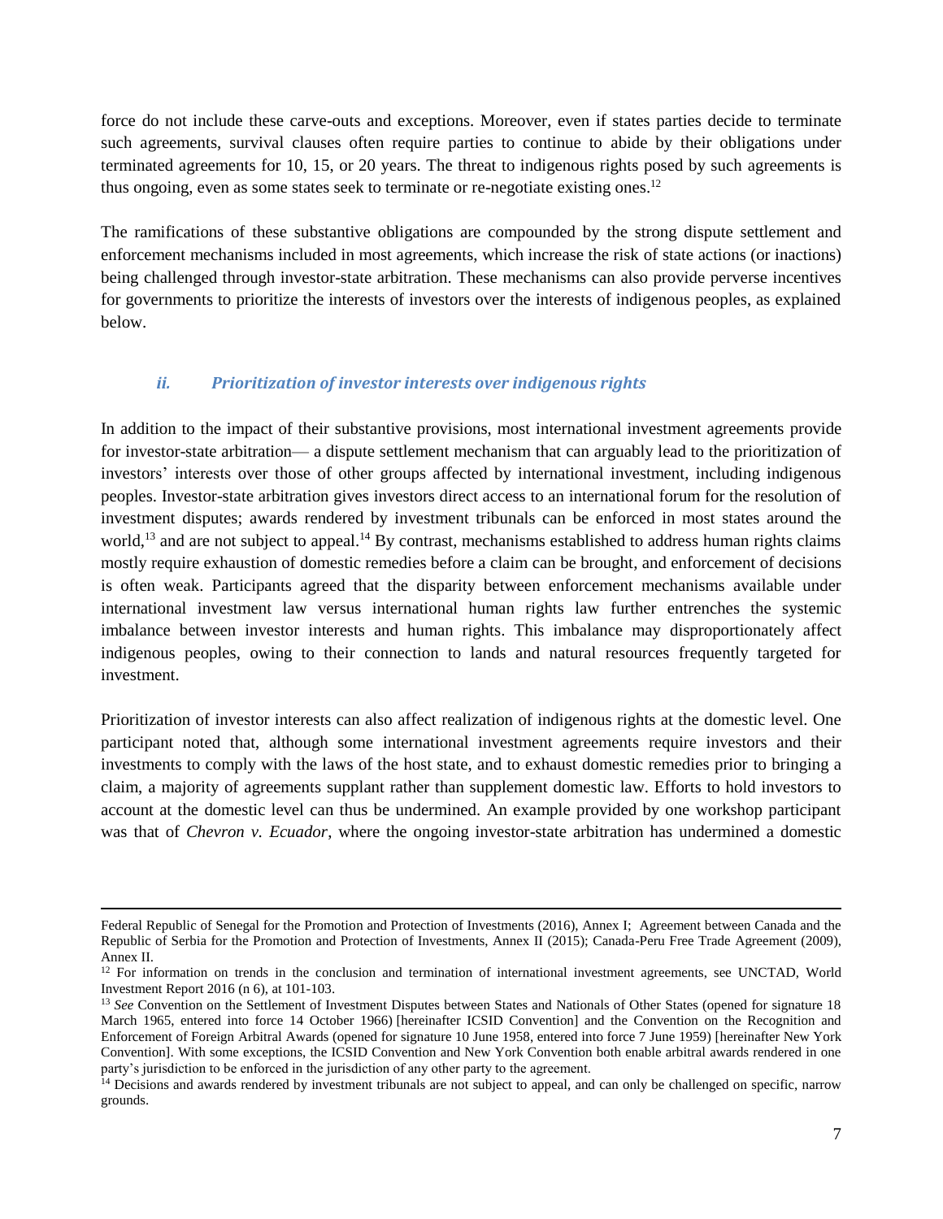force do not include these carve-outs and exceptions. Moreover, even if states parties decide to terminate such agreements, survival clauses often require parties to continue to abide by their obligations under terminated agreements for 10, 15, or 20 years. The threat to indigenous rights posed by such agreements is thus ongoing, even as some states seek to terminate or re-negotiate existing ones.[12]

The ramifications of these substantive obligations are compounded by the strong dispute settlement and enforcement mechanisms included in most agreements, which increase the risk of state actions (or inactions) being challenged through investor-state arbitration. These mechanisms can also provide perverse incentives for governments to prioritize the interests of investors over the interests of indigenous peoples, as explained below.

### *ii. Prioritization of investor interests over indigenous rights*

In addition to the impact of their substantive provisions, most international investment agreements provide for investor-state arbitration— a dispute settlement mechanism that can arguably lead to the prioritization of investors' interests over those of other groups affected by international investment, including indigenous peoples. Investor-state arbitration gives investors direct access to an international forum for the resolution of investment disputes; awards rendered by investment tribunals can be enforced in most states around the world,[13] and are not subject to appeal.[14] By contrast, mechanisms established to address human rights claims mostly require exhaustion of domestic remedies before a claim can be brought, and enforcement of decisions is often weak. Participants agreed that the disparity between enforcement mechanisms available under international investment law versus international human rights law further entrenches the systemic imbalance between investor interests and human rights. This imbalance may disproportionately affect indigenous peoples, owing to their connection to lands and natural resources frequently targeted for investment.

Prioritization of investor interests can also affect realization of indigenous rights at the domestic level. One participant noted that, although some international investment agreements require investors and their investments to comply with the laws of the host state, and to exhaust domestic remedies prior to bringing a claim, a majority of agreements supplant rather than supplement domestic law. Efforts to hold investors to account at the domestic level can thus be undermined. An example provided by one workshop participant was that of *Chevron v. Ecuador*, where the ongoing investor-state arbitration has undermined a domestic

---

Federal Republic of Senegal for the Promotion and Protection of Investments (2016), Annex I; Agreement between Canada and the Republic of Serbia for the Promotion and Protection of Investments, Annex II (2015); Canada-Peru Free Trade Agreement (2009), Annex II.

[12] For information on trends in the conclusion and termination of international investment agreements, see UNCTAD, World Investment Report 2016 (n 6), at 101-103.

[13] *See* Convention on the Settlement of Investment Disputes between States and Nationals of Other States (opened for signature 18 March 1965, entered into force 14 October 1966) [hereinafter ICSID Convention] and the Convention on the Recognition and Enforcement of Foreign Arbitral Awards (opened for signature 10 June 1958, entered into force 7 June 1959) [hereinafter New York Convention]. With some exceptions, the ICSID Convention and New York Convention both enable arbitral awards rendered in one party's jurisdiction to be enforced in the jurisdiction of any other party to the agreement.

[14] Decisions and awards rendered by investment tribunals are not subject to appeal, and can only be challenged on specific, narrow grounds.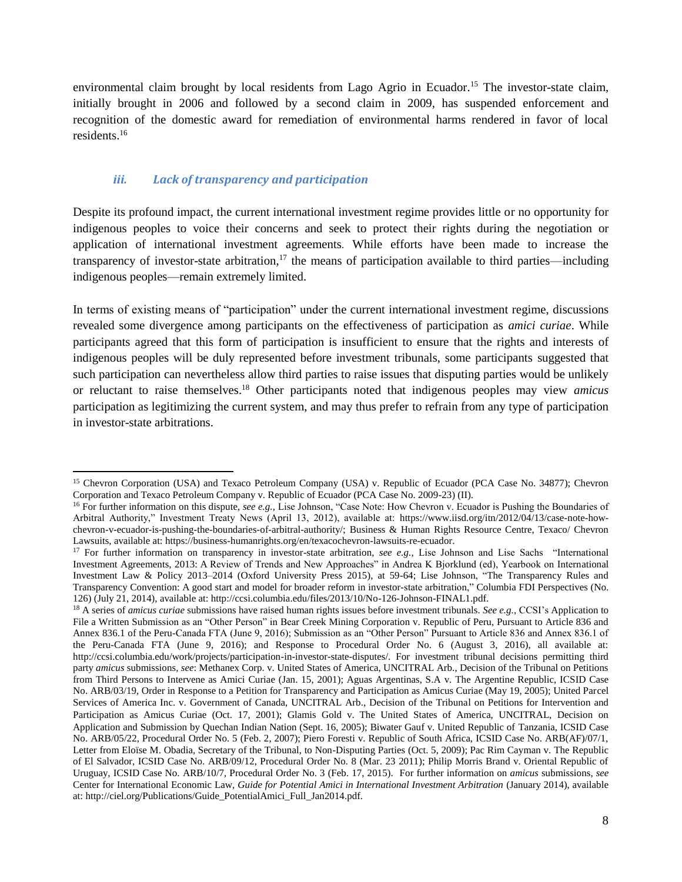environmental claim brought by local residents from Lago Agrio in Ecuador.[15] The investor-state claim, initially brought in 2006 and followed by a second claim in 2009, has suspended enforcement and recognition of the domestic award for remediation of environmental harms rendered in favor of local residents.[16]

### *iii. Lack of transparency and participation*

Despite its profound impact, the current international investment regime provides little or no opportunity for indigenous peoples to voice their concerns and seek to protect their rights during the negotiation or application of international investment agreements. While efforts have been made to increase the transparency of investor-state arbitration,[17] the means of participation available to third parties—including indigenous peoples—remain extremely limited.

In terms of existing means of "participation" under the current international investment regime, discussions revealed some divergence among participants on the effectiveness of participation as *amici curiae*. While participants agreed that this form of participation is insufficient to ensure that the rights and interests of indigenous peoples will be duly represented before investment tribunals, some participants suggested that such participation can nevertheless allow third parties to raise issues that disputing parties would be unlikely or reluctant to raise themselves.[18] Other participants noted that indigenous peoples may view *amicus* participation as legitimizing the current system, and may thus prefer to refrain from any type of participation in investor-state arbitrations.

---

[15] Chevron Corporation (USA) and Texaco Petroleum Company (USA) v. Republic of Ecuador (PCA Case No. 34877); Chevron Corporation and Texaco Petroleum Company v. Republic of Ecuador (PCA Case No. 2009-23) (II).

[16] For further information on this dispute, *see e.g.,* Lise Johnson, "Case Note: How Chevron v. Ecuador is Pushing the Boundaries of Arbitral Authority," Investment Treaty News (April 13, 2012), available at: https://www.iisd.org/itn/2012/04/13/case-note-how-chevron-v-ecuador-is-pushing-the-boundaries-of-arbitral-authority/; Business & Human Rights Resource Centre, Texaco/ Chevron Lawsuits, available at: https://business-humanrights.org/en/texacochevron-lawsuits-re-ecuador.

[17] For further information on transparency in investor-state arbitration, *see e.g.,* Lise Johnson and Lise Sachs "International Investment Agreements, 2013: A Review of Trends and New Approaches" in Andrea K Bjorklund (ed), Yearbook on International Investment Law & Policy 2013–2014 (Oxford University Press 2015), at 59-64; Lise Johnson, "The Transparency Rules and Transparency Convention: A good start and model for broader reform in investor-state arbitration," Columbia FDI Perspectives (No. 126) (July 21, 2014), available at: http://ccsi.columbia.edu/files/2013/10/No-126-Johnson-FINAL1.pdf.

[18] A series of *amicus curiae* submissions have raised human rights issues before investment tribunals. *See e.g.,* CCSI's Application to File a Written Submission as an "Other Person" in Bear Creek Mining Corporation v. Republic of Peru, Pursuant to Article 836 and Annex 836.1 of the Peru-Canada FTA (June 9, 2016); Submission as an "Other Person" Pursuant to Article 836 and Annex 836.1 of the Peru-Canada FTA (June 9, 2016); and Response to Procedural Order No. 6 (August 3, 2016), all available at: http://ccsi.columbia.edu/work/projects/participation-in-investor-state-disputes/. For investment tribunal decisions permitting third party *amicus* submissions, *see*: Methanex Corp. v. United States of America, UNCITRAL Arb., Decision of the Tribunal on Petitions from Third Persons to Intervene as Amici Curiae (Jan. 15, 2001); Aguas Argentinas, S.A v. The Argentine Republic, ICSID Case No. ARB/03/19, Order in Response to a Petition for Transparency and Participation as Amicus Curiae (May 19, 2005); United Parcel Services of America Inc. v. Government of Canada, UNCITRAL Arb., Decision of the Tribunal on Petitions for Intervention and Participation as Amicus Curiae (Oct. 17, 2001); Glamis Gold v. The United States of America, UNCITRAL, Decision on Application and Submission by Quechan Indian Nation (Sept. 16, 2005); Biwater Gauf v. United Republic of Tanzania, ICSID Case No. ARB/05/22, Procedural Order No. 5 (Feb. 2, 2007); Piero Foresti v. Republic of South Africa, ICSID Case No. ARB(AF)/07/1, Letter from Eloïse M. Obadia, Secretary of the Tribunal, to Non-Disputing Parties (Oct. 5, 2009); Pac Rim Cayman v. The Republic of El Salvador, ICSID Case No. ARB/09/12, Procedural Order No. 8 (Mar. 23 2011); Philip Morris Brand v. Oriental Republic of Uruguay, ICSID Case No. ARB/10/7, Procedural Order No. 3 (Feb. 17, 2015). For further information on *amicus* submissions, *see* Center for International Economic Law, *Guide for Potential Amici in International Investment Arbitration* (January 2014), available at: http://ciel.org/Publications/Guide_PotentialAmici_Full_Jan2014.pdf.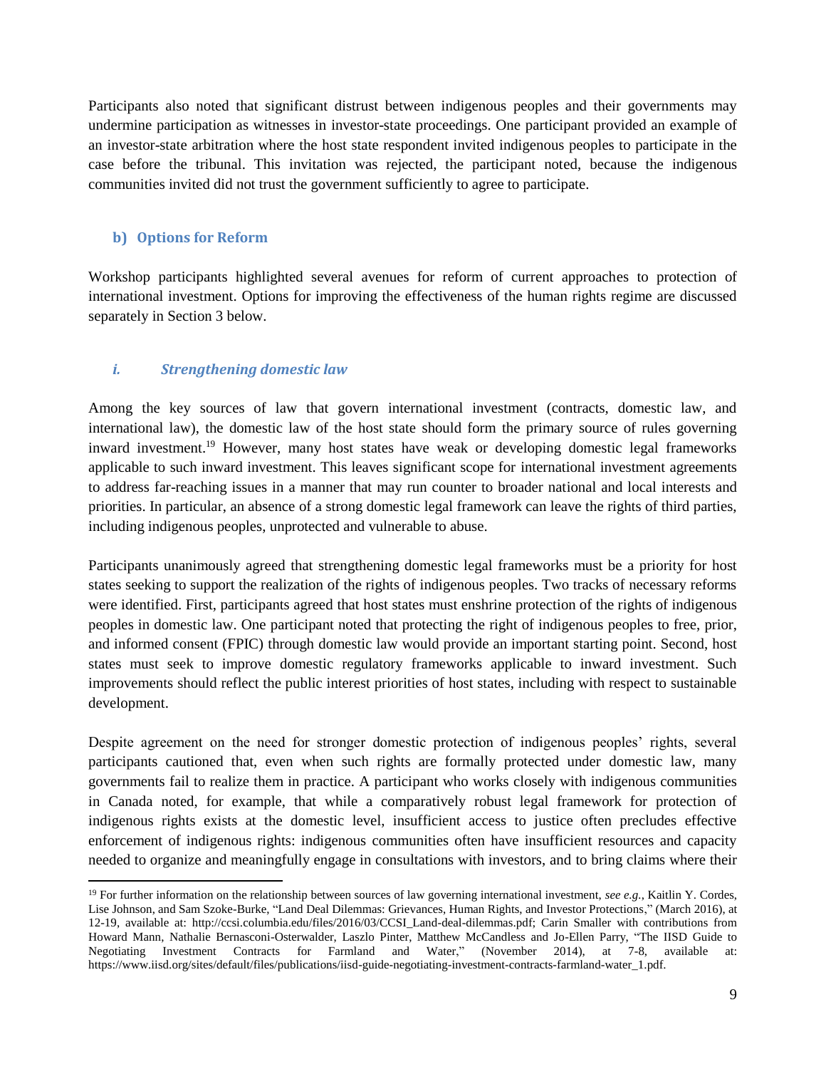Participants also noted that significant distrust between indigenous peoples and their governments may undermine participation as witnesses in investor-state proceedings. One participant provided an example of an investor-state arbitration where the host state respondent invited indigenous peoples to participate in the case before the tribunal. This invitation was rejected, the participant noted, because the indigenous communities invited did not trust the government sufficiently to agree to participate.

### b) Options for Reform

Workshop participants highlighted several avenues for reform of current approaches to protection of international investment. Options for improving the effectiveness of the human rights regime are discussed separately in Section 3 below.

#### *i. Strengthening domestic law*

Among the key sources of law that govern international investment (contracts, domestic law, and international law), the domestic law of the host state should form the primary source of rules governing inward investment.[19] However, many host states have weak or developing domestic legal frameworks applicable to such inward investment. This leaves significant scope for international investment agreements to address far-reaching issues in a manner that may run counter to broader national and local interests and priorities. In particular, an absence of a strong domestic legal framework can leave the rights of third parties, including indigenous peoples, unprotected and vulnerable to abuse.

Participants unanimously agreed that strengthening domestic legal frameworks must be a priority for host states seeking to support the realization of the rights of indigenous peoples. Two tracks of necessary reforms were identified. First, participants agreed that host states must enshrine protection of the rights of indigenous peoples in domestic law. One participant noted that protecting the right of indigenous peoples to free, prior, and informed consent (FPIC) through domestic law would provide an important starting point. Second, host states must seek to improve domestic regulatory frameworks applicable to inward investment. Such improvements should reflect the public interest priorities of host states, including with respect to sustainable development.

Despite agreement on the need for stronger domestic protection of indigenous peoples' rights, several participants cautioned that, even when such rights are formally protected under domestic law, many governments fail to realize them in practice. A participant who works closely with indigenous communities in Canada noted, for example, that while a comparatively robust legal framework for protection of indigenous rights exists at the domestic level, insufficient access to justice often precludes effective enforcement of indigenous rights: indigenous communities often have insufficient resources and capacity needed to organize and meaningfully engage in consultations with investors, and to bring claims where their

---

[19] For further information on the relationship between sources of law governing international investment, *see e.g.*, Kaitlin Y. Cordes, Lise Johnson, and Sam Szoke-Burke, "Land Deal Dilemmas: Grievances, Human Rights, and Investor Protections," (March 2016), at 12-19, available at: http://ccsi.columbia.edu/files/2016/03/CCSI_Land-deal-dilemmas.pdf; Carin Smaller with contributions from Howard Mann, Nathalie Bernasconi-Osterwalder, Laszlo Pinter, Matthew McCandless and Jo-Ellen Parry, "The IISD Guide to Negotiating Investment Contracts for Farmland and Water," (November 2014), at 7-8, available at: https://www.iisd.org/sites/default/files/publications/iisd-guide-negotiating-investment-contracts-farmland-water_1.pdf.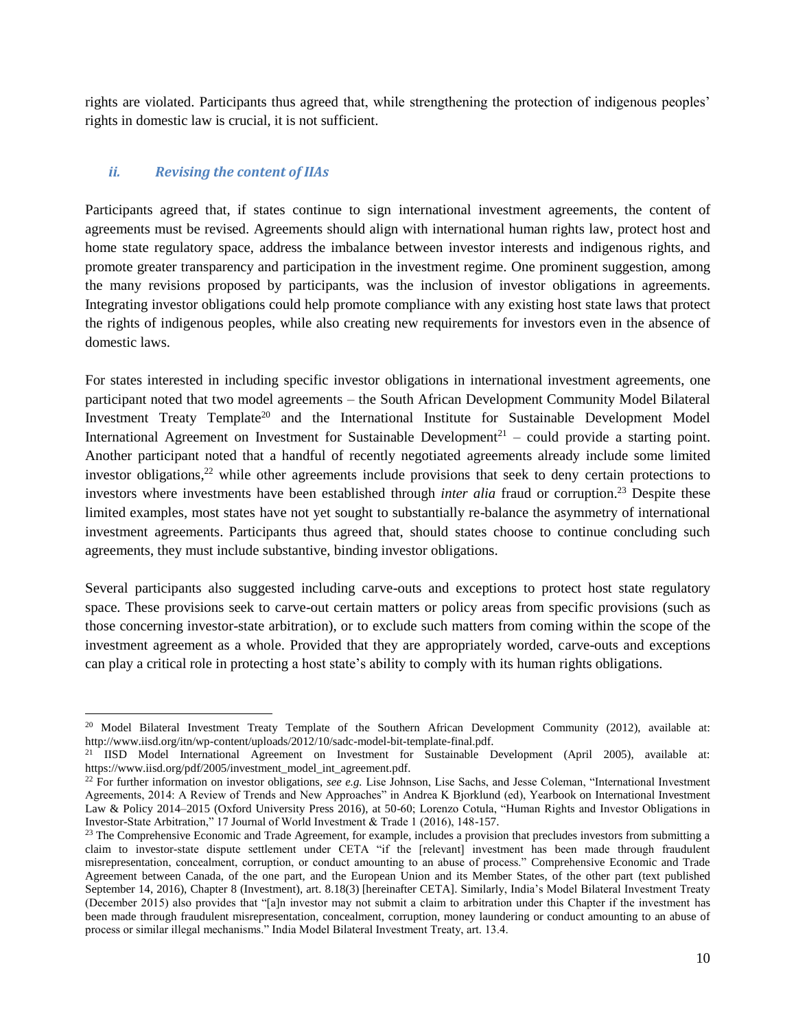rights are violated. Participants thus agreed that, while strengthening the protection of indigenous peoples' rights in domestic law is crucial, it is not sufficient.

### *ii. Revising the content of IIAs*

Participants agreed that, if states continue to sign international investment agreements, the content of agreements must be revised. Agreements should align with international human rights law, protect host and home state regulatory space, address the imbalance between investor interests and indigenous rights, and promote greater transparency and participation in the investment regime. One prominent suggestion, among the many revisions proposed by participants, was the inclusion of investor obligations in agreements. Integrating investor obligations could help promote compliance with any existing host state laws that protect the rights of indigenous peoples, while also creating new requirements for investors even in the absence of domestic laws.

For states interested in including specific investor obligations in international investment agreements, one participant noted that two model agreements – the South African Development Community Model Bilateral Investment Treaty Template[20] and the International Institute for Sustainable Development Model International Agreement on Investment for Sustainable Development[21] – could provide a starting point. Another participant noted that a handful of recently negotiated agreements already include some limited investor obligations,[22] while other agreements include provisions that seek to deny certain protections to investors where investments have been established through *inter alia* fraud or corruption.[23] Despite these limited examples, most states have not yet sought to substantially re-balance the asymmetry of international investment agreements. Participants thus agreed that, should states choose to continue concluding such agreements, they must include substantive, binding investor obligations.

Several participants also suggested including carve-outs and exceptions to protect host state regulatory space. These provisions seek to carve-out certain matters or policy areas from specific provisions (such as those concerning investor-state arbitration), or to exclude such matters from coming within the scope of the investment agreement as a whole. Provided that they are appropriately worded, carve-outs and exceptions can play a critical role in protecting a host state's ability to comply with its human rights obligations.

---

[20] Model Bilateral Investment Treaty Template of the Southern African Development Community (2012), available at: http://www.iisd.org/itn/wp-content/uploads/2012/10/sadc-model-bit-template-final.pdf.

[21] IISD Model International Agreement on Investment for Sustainable Development (April 2005), available at: https://www.iisd.org/pdf/2005/investment_model_int_agreement.pdf.

[22] For further information on investor obligations, *see e.g.* Lise Johnson, Lise Sachs, and Jesse Coleman, "International Investment Agreements, 2014: A Review of Trends and New Approaches" in Andrea K Bjorklund (ed), Yearbook on International Investment Law & Policy 2014–2015 (Oxford University Press 2016), at 50-60; Lorenzo Cotula, "Human Rights and Investor Obligations in Investor-State Arbitration," 17 Journal of World Investment & Trade 1 (2016), 148-157.

[23] The Comprehensive Economic and Trade Agreement, for example, includes a provision that precludes investors from submitting a claim to investor-state dispute settlement under CETA "if the [relevant] investment has been made through fraudulent misrepresentation, concealment, corruption, or conduct amounting to an abuse of process." Comprehensive Economic and Trade Agreement between Canada, of the one part, and the European Union and its Member States, of the other part (text published September 14, 2016), Chapter 8 (Investment), art. 8.18(3) [hereinafter CETA]. Similarly, India's Model Bilateral Investment Treaty (December 2015) also provides that "[a]n investor may not submit a claim to arbitration under this Chapter if the investment has been made through fraudulent misrepresentation, concealment, corruption, money laundering or conduct amounting to an abuse of process or similar illegal mechanisms." India Model Bilateral Investment Treaty, art. 13.4.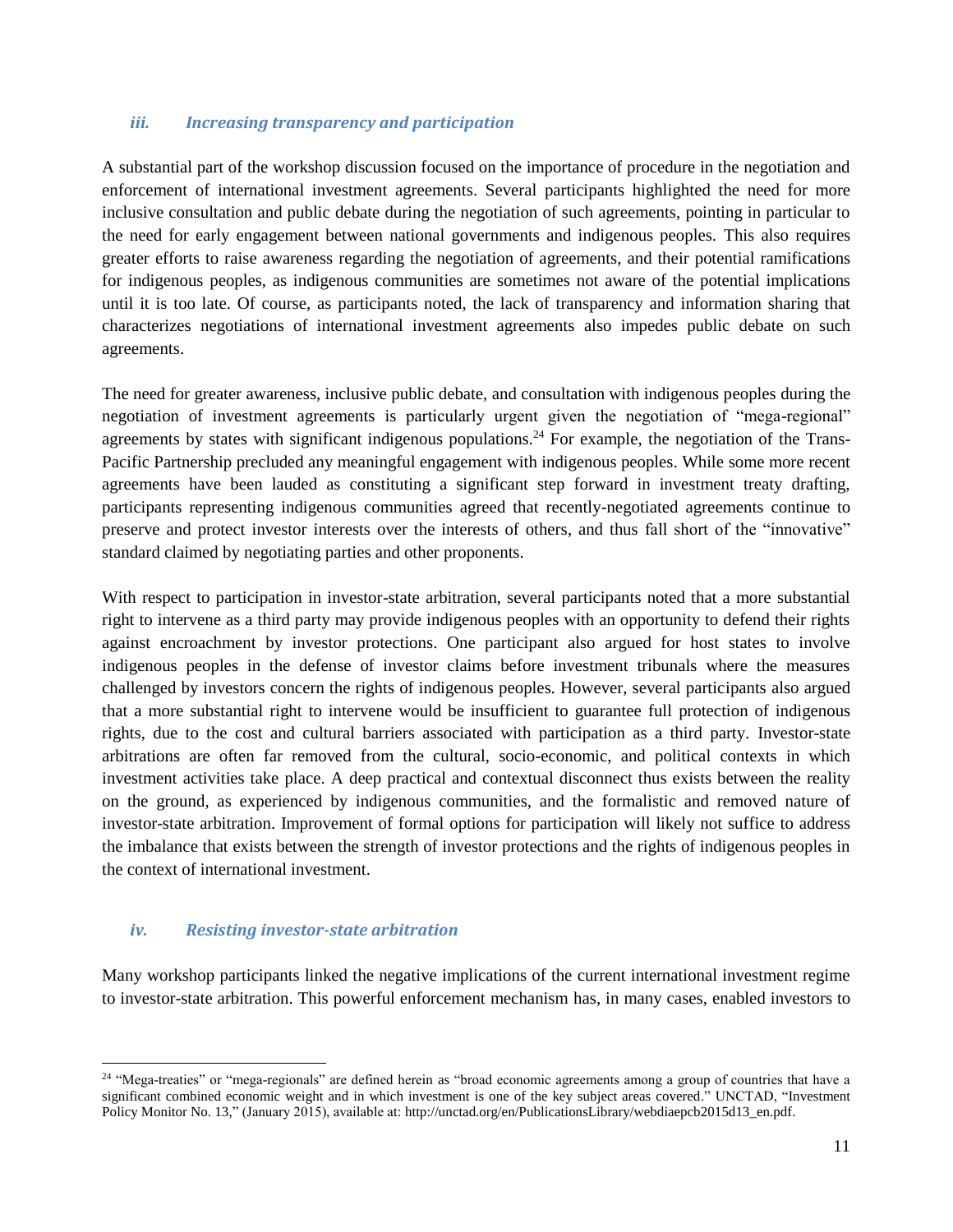### *iii. Increasing transparency and participation*

A substantial part of the workshop discussion focused on the importance of procedure in the negotiation and enforcement of international investment agreements. Several participants highlighted the need for more inclusive consultation and public debate during the negotiation of such agreements, pointing in particular to the need for early engagement between national governments and indigenous peoples. This also requires greater efforts to raise awareness regarding the negotiation of agreements, and their potential ramifications for indigenous peoples, as indigenous communities are sometimes not aware of the potential implications until it is too late. Of course, as participants noted, the lack of transparency and information sharing that characterizes negotiations of international investment agreements also impedes public debate on such agreements.

The need for greater awareness, inclusive public debate, and consultation with indigenous peoples during the negotiation of investment agreements is particularly urgent given the negotiation of "mega-regional" agreements by states with significant indigenous populations.[24] For example, the negotiation of the Trans-Pacific Partnership precluded any meaningful engagement with indigenous peoples. While some more recent agreements have been lauded as constituting a significant step forward in investment treaty drafting, participants representing indigenous communities agreed that recently-negotiated agreements continue to preserve and protect investor interests over the interests of others, and thus fall short of the "innovative" standard claimed by negotiating parties and other proponents.

With respect to participation in investor-state arbitration, several participants noted that a more substantial right to intervene as a third party may provide indigenous peoples with an opportunity to defend their rights against encroachment by investor protections. One participant also argued for host states to involve indigenous peoples in the defense of investor claims before investment tribunals where the measures challenged by investors concern the rights of indigenous peoples. However, several participants also argued that a more substantial right to intervene would be insufficient to guarantee full protection of indigenous rights, due to the cost and cultural barriers associated with participation as a third party. Investor-state arbitrations are often far removed from the cultural, socio-economic, and political contexts in which investment activities take place. A deep practical and contextual disconnect thus exists between the reality on the ground, as experienced by indigenous communities, and the formalistic and removed nature of investor-state arbitration. Improvement of formal options for participation will likely not suffice to address the imbalance that exists between the strength of investor protections and the rights of indigenous peoples in the context of international investment.

### *iv. Resisting investor-state arbitration*

Many workshop participants linked the negative implications of the current international investment regime to investor-state arbitration. This powerful enforcement mechanism has, in many cases, enabled investors to

---

[24] "Mega-treaties" or "mega-regionals" are defined herein as "broad economic agreements among a group of countries that have a significant combined economic weight and in which investment is one of the key subject areas covered." UNCTAD, "Investment Policy Monitor No. 13," (January 2015), available at: http://unctad.org/en/PublicationsLibrary/webdiaepcb2015d13_en.pdf.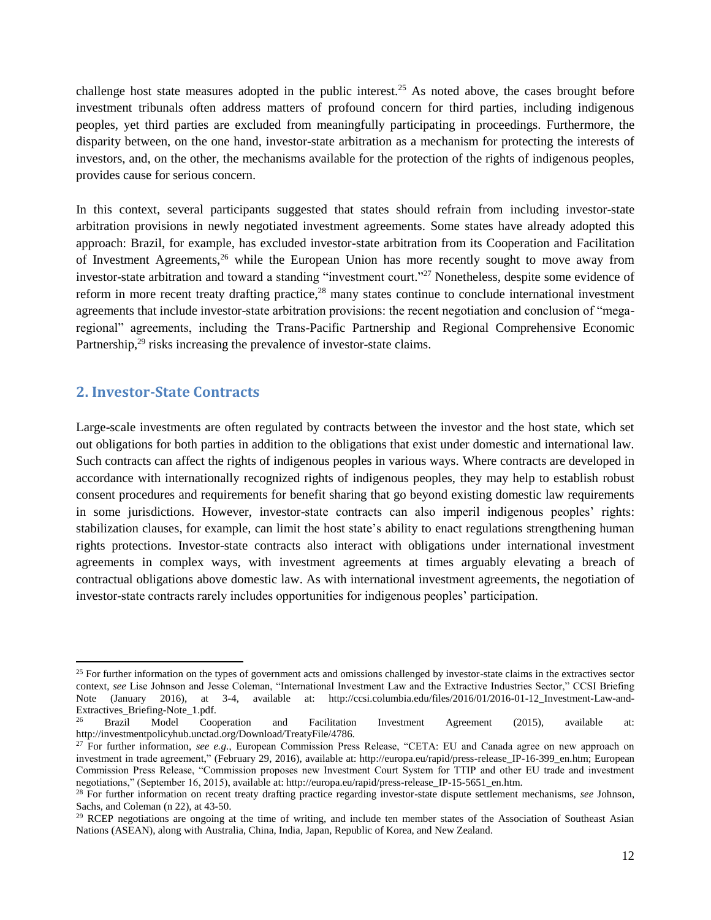challenge host state measures adopted in the public interest.[25] As noted above, the cases brought before investment tribunals often address matters of profound concern for third parties, including indigenous peoples, yet third parties are excluded from meaningfully participating in proceedings. Furthermore, the disparity between, on the one hand, investor-state arbitration as a mechanism for protecting the interests of investors, and, on the other, the mechanisms available for the protection of the rights of indigenous peoples, provides cause for serious concern.

In this context, several participants suggested that states should refrain from including investor-state arbitration provisions in newly negotiated investment agreements. Some states have already adopted this approach: Brazil, for example, has excluded investor-state arbitration from its Cooperation and Facilitation of Investment Agreements,[26] while the European Union has more recently sought to move away from investor-state arbitration and toward a standing "investment court."[27] Nonetheless, despite some evidence of reform in more recent treaty drafting practice,[28] many states continue to conclude international investment agreements that include investor-state arbitration provisions: the recent negotiation and conclusion of "mega-regional" agreements, including the Trans-Pacific Partnership and Regional Comprehensive Economic Partnership,[29] risks increasing the prevalence of investor-state claims.

## 2. Investor-State Contracts

Large-scale investments are often regulated by contracts between the investor and the host state, which set out obligations for both parties in addition to the obligations that exist under domestic and international law. Such contracts can affect the rights of indigenous peoples in various ways. Where contracts are developed in accordance with internationally recognized rights of indigenous peoples, they may help to establish robust consent procedures and requirements for benefit sharing that go beyond existing domestic law requirements in some jurisdictions. However, investor-state contracts can also imperil indigenous peoples' rights: stabilization clauses, for example, can limit the host state's ability to enact regulations strengthening human rights protections. Investor-state contracts also interact with obligations under international investment agreements in complex ways, with investment agreements at times arguably elevating a breach of contractual obligations above domestic law. As with international investment agreements, the negotiation of investor-state contracts rarely includes opportunities for indigenous peoples' participation.

---

[25] For further information on the types of government acts and omissions challenged by investor-state claims in the extractives sector context, *see* Lise Johnson and Jesse Coleman, "International Investment Law and the Extractive Industries Sector," CCSI Briefing Note (January 2016), at 3-4, available at: http://ccsi.columbia.edu/files/2016/01/2016-01-12_Investment-Law-and-Extractives_Briefing-Note_1.pdf.

[26] Brazil Model Cooperation and Facilitation Investment Agreement (2015), available at: http://investmentpolicyhub.unctad.org/Download/TreatyFile/4786.

[27] For further information, *see e.g.*, European Commission Press Release, "CETA: EU and Canada agree on new approach on investment in trade agreement," (February 29, 2016), available at: http://europa.eu/rapid/press-release_IP-16-399_en.htm; European Commission Press Release, "Commission proposes new Investment Court System for TTIP and other EU trade and investment negotiations," (September 16, 2015), available at: http://europa.eu/rapid/press-release_IP-15-5651_en.htm.

[28] For further information on recent treaty drafting practice regarding investor-state dispute settlement mechanisms, *see* Johnson, Sachs, and Coleman (n 22), at 43-50.

[29] RCEP negotiations are ongoing at the time of writing, and include ten member states of the Association of Southeast Asian Nations (ASEAN), along with Australia, China, India, Japan, Republic of Korea, and New Zealand.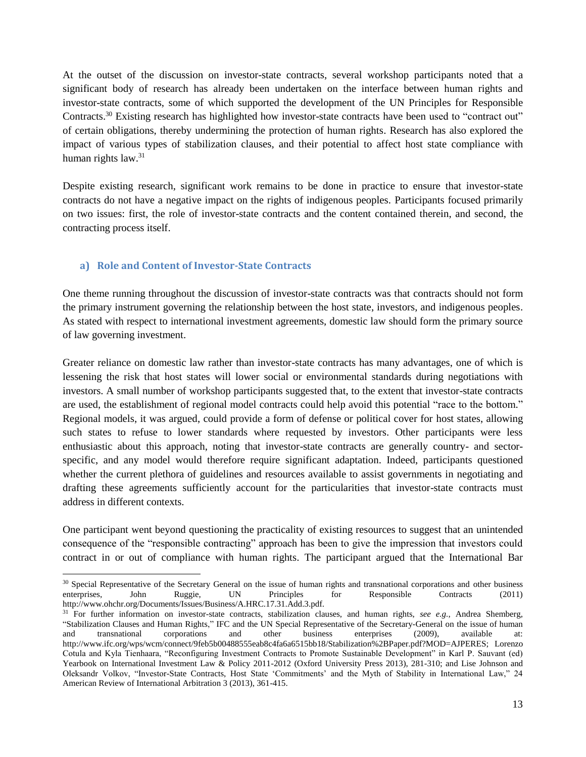At the outset of the discussion on investor-state contracts, several workshop participants noted that a significant body of research has already been undertaken on the interface between human rights and investor-state contracts, some of which supported the development of the UN Principles for Responsible Contracts.[30] Existing research has highlighted how investor-state contracts have been used to "contract out" of certain obligations, thereby undermining the protection of human rights. Research has also explored the impact of various types of stabilization clauses, and their potential to affect host state compliance with human rights law.[31]

Despite existing research, significant work remains to be done in practice to ensure that investor-state contracts do not have a negative impact on the rights of indigenous peoples. Participants focused primarily on two issues: first, the role of investor-state contracts and the content contained therein, and second, the contracting process itself.

### a) Role and Content of Investor-State Contracts

One theme running throughout the discussion of investor-state contracts was that contracts should not form the primary instrument governing the relationship between the host state, investors, and indigenous peoples. As stated with respect to international investment agreements, domestic law should form the primary source of law governing investment.

Greater reliance on domestic law rather than investor-state contracts has many advantages, one of which is lessening the risk that host states will lower social or environmental standards during negotiations with investors. A small number of workshop participants suggested that, to the extent that investor-state contracts are used, the establishment of regional model contracts could help avoid this potential "race to the bottom." Regional models, it was argued, could provide a form of defense or political cover for host states, allowing such states to refuse to lower standards where requested by investors. Other participants were less enthusiastic about this approach, noting that investor-state contracts are generally country- and sector-specific, and any model would therefore require significant adaptation. Indeed, participants questioned whether the current plethora of guidelines and resources available to assist governments in negotiating and drafting these agreements sufficiently account for the particularities that investor-state contracts must address in different contexts.

One participant went beyond questioning the practicality of existing resources to suggest that an unintended consequence of the "responsible contracting" approach has been to give the impression that investors could contract in or out of compliance with human rights. The participant argued that the International Bar

---

[30] Special Representative of the Secretary General on the issue of human rights and transnational corporations and other business enterprises, John Ruggie, UN Principles for Responsible Contracts (2011) http://www.ohchr.org/Documents/Issues/Business/A.HRC.17.31.Add.3.pdf.

[31] For further information on investor-state contracts, stabilization clauses, and human rights, *see e.g.*, Andrea Shemberg, "Stabilization Clauses and Human Rights," IFC and the UN Special Representative of the Secretary-General on the issue of human and transnational corporations and other business enterprises (2009), available at: http://www.ifc.org/wps/wcm/connect/9feb5b00488555eab8c4fa6a6515bb18/Stabilization%2BPaper.pdf?MOD=AJPERES; Lorenzo Cotula and Kyla Tienhaara, "Reconfiguring Investment Contracts to Promote Sustainable Development" in Karl P. Sauvant (ed) Yearbook on International Investment Law & Policy 2011-2012 (Oxford University Press 2013), 281-310; and Lise Johnson and Oleksandr Volkov, "Investor-State Contracts, Host State 'Commitments' and the Myth of Stability in International Law," 24 American Review of International Arbitration 3 (2013), 361-415.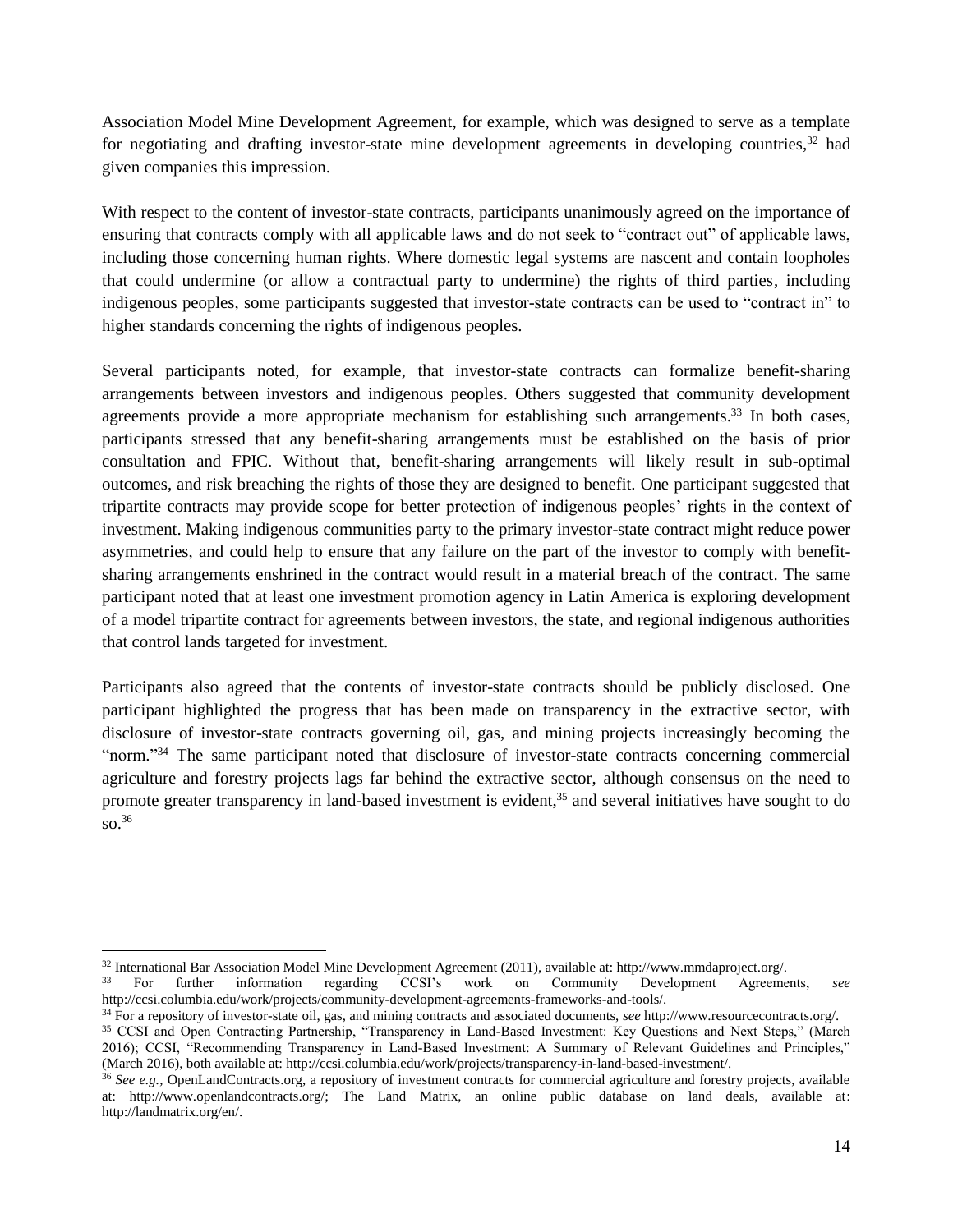Association Model Mine Development Agreement, for example, which was designed to serve as a template for negotiating and drafting investor-state mine development agreements in developing countries,[32] had given companies this impression.

With respect to the content of investor-state contracts, participants unanimously agreed on the importance of ensuring that contracts comply with all applicable laws and do not seek to "contract out" of applicable laws, including those concerning human rights. Where domestic legal systems are nascent and contain loopholes that could undermine (or allow a contractual party to undermine) the rights of third parties, including indigenous peoples, some participants suggested that investor-state contracts can be used to "contract in" to higher standards concerning the rights of indigenous peoples.

Several participants noted, for example, that investor-state contracts can formalize benefit-sharing arrangements between investors and indigenous peoples. Others suggested that community development agreements provide a more appropriate mechanism for establishing such arrangements.[33] In both cases, participants stressed that any benefit-sharing arrangements must be established on the basis of prior consultation and FPIC. Without that, benefit-sharing arrangements will likely result in sub-optimal outcomes, and risk breaching the rights of those they are designed to benefit. One participant suggested that tripartite contracts may provide scope for better protection of indigenous peoples' rights in the context of investment. Making indigenous communities party to the primary investor-state contract might reduce power asymmetries, and could help to ensure that any failure on the part of the investor to comply with benefit-sharing arrangements enshrined in the contract would result in a material breach of the contract. The same participant noted that at least one investment promotion agency in Latin America is exploring development of a model tripartite contract for agreements between investors, the state, and regional indigenous authorities that control lands targeted for investment.

Participants also agreed that the contents of investor-state contracts should be publicly disclosed. One participant highlighted the progress that has been made on transparency in the extractive sector, with disclosure of investor-state contracts governing oil, gas, and mining projects increasingly becoming the "norm."[34] The same participant noted that disclosure of investor-state contracts concerning commercial agriculture and forestry projects lags far behind the extractive sector, although consensus on the need to promote greater transparency in land-based investment is evident,[35] and several initiatives have sought to do so.[36]

---

[32] International Bar Association Model Mine Development Agreement (2011), available at: http://www.mmdaproject.org/.

[33] For further information regarding CCSI's work on Community Development Agreements, *see* http://ccsi.columbia.edu/work/projects/community-development-agreements-frameworks-and-tools/.

[34] For a repository of investor-state oil, gas, and mining contracts and associated documents, *see* http://www.resourcecontracts.org/.

[35] CCSI and Open Contracting Partnership, "Transparency in Land-Based Investment: Key Questions and Next Steps," (March 2016); CCSI, "Recommending Transparency in Land-Based Investment: A Summary of Relevant Guidelines and Principles," (March 2016), both available at: http://ccsi.columbia.edu/work/projects/transparency-in-land-based-investment/.

[36] *See e.g.*, OpenLandContracts.org, a repository of investment contracts for commercial agriculture and forestry projects, available at: http://www.openlandcontracts.org/; The Land Matrix, an online public database on land deals, available at: http://landmatrix.org/en/.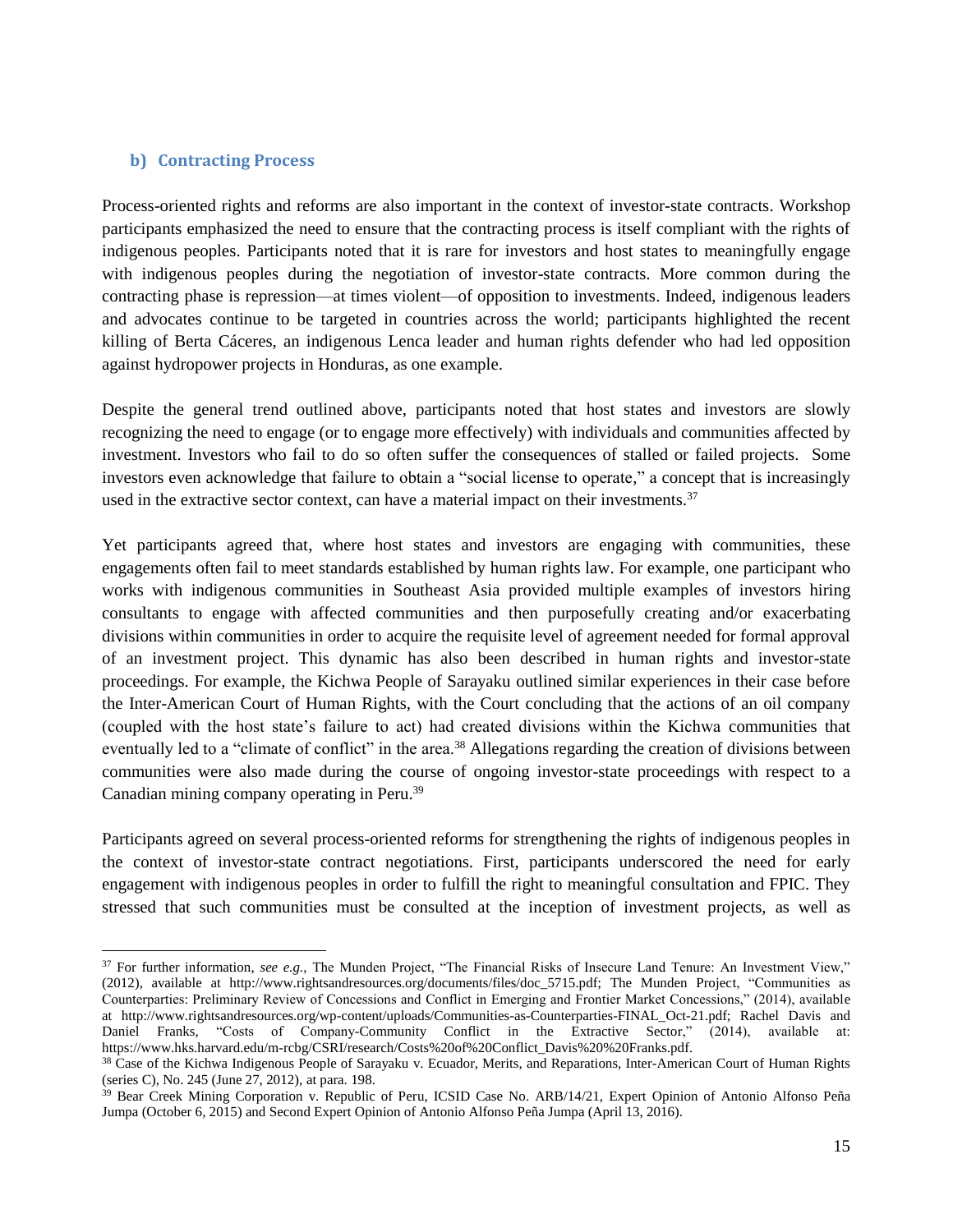### b) Contracting Process

Process-oriented rights and reforms are also important in the context of investor-state contracts. Workshop participants emphasized the need to ensure that the contracting process is itself compliant with the rights of indigenous peoples. Participants noted that it is rare for investors and host states to meaningfully engage with indigenous peoples during the negotiation of investor-state contracts. More common during the contracting phase is repression—at times violent—of opposition to investments. Indeed, indigenous leaders and advocates continue to be targeted in countries across the world; participants highlighted the recent killing of Berta Cáceres, an indigenous Lenca leader and human rights defender who had led opposition against hydropower projects in Honduras, as one example.

Despite the general trend outlined above, participants noted that host states and investors are slowly recognizing the need to engage (or to engage more effectively) with individuals and communities affected by investment. Investors who fail to do so often suffer the consequences of stalled or failed projects. Some investors even acknowledge that failure to obtain a "social license to operate," a concept that is increasingly used in the extractive sector context, can have a material impact on their investments.[37]

Yet participants agreed that, where host states and investors are engaging with communities, these engagements often fail to meet standards established by human rights law. For example, one participant who works with indigenous communities in Southeast Asia provided multiple examples of investors hiring consultants to engage with affected communities and then purposefully creating and/or exacerbating divisions within communities in order to acquire the requisite level of agreement needed for formal approval of an investment project. This dynamic has also been described in human rights and investor-state proceedings. For example, the Kichwa People of Sarayaku outlined similar experiences in their case before the Inter-American Court of Human Rights, with the Court concluding that the actions of an oil company (coupled with the host state's failure to act) had created divisions within the Kichwa communities that eventually led to a "climate of conflict" in the area.[38] Allegations regarding the creation of divisions between communities were also made during the course of ongoing investor-state proceedings with respect to a Canadian mining company operating in Peru.[39]

Participants agreed on several process-oriented reforms for strengthening the rights of indigenous peoples in the context of investor-state contract negotiations. First, participants underscored the need for early engagement with indigenous peoples in order to fulfill the right to meaningful consultation and FPIC. They stressed that such communities must be consulted at the inception of investment projects, as well as

---

[37] For further information, *see e.g.,* The Munden Project, "The Financial Risks of Insecure Land Tenure: An Investment View," (2012), available at http://www.rightsandresources.org/documents/files/doc_5715.pdf; The Munden Project, "Communities as Counterparties: Preliminary Review of Concessions and Conflict in Emerging and Frontier Market Concessions," (2014), available at http://www.rightsandresources.org/wp-content/uploads/Communities-as-Counterparties-FINAL_Oct-21.pdf; Rachel Davis and Daniel Franks, "Costs of Company-Community Conflict in the Extractive Sector," (2014), available at: https://www.hks.harvard.edu/m-rcbg/CSRI/research/Costs%20of%20Conflict_Davis%20%20Franks.pdf.

[38] Case of the Kichwa Indigenous People of Sarayaku v. Ecuador, Merits, and Reparations, Inter-American Court of Human Rights (series C), No. 245 (June 27, 2012), at para. 198.

[39] Bear Creek Mining Corporation v. Republic of Peru, ICSID Case No. ARB/14/21, Expert Opinion of Antonio Alfonso Peña Jumpa (October 6, 2015) and Second Expert Opinion of Antonio Alfonso Peña Jumpa (April 13, 2016).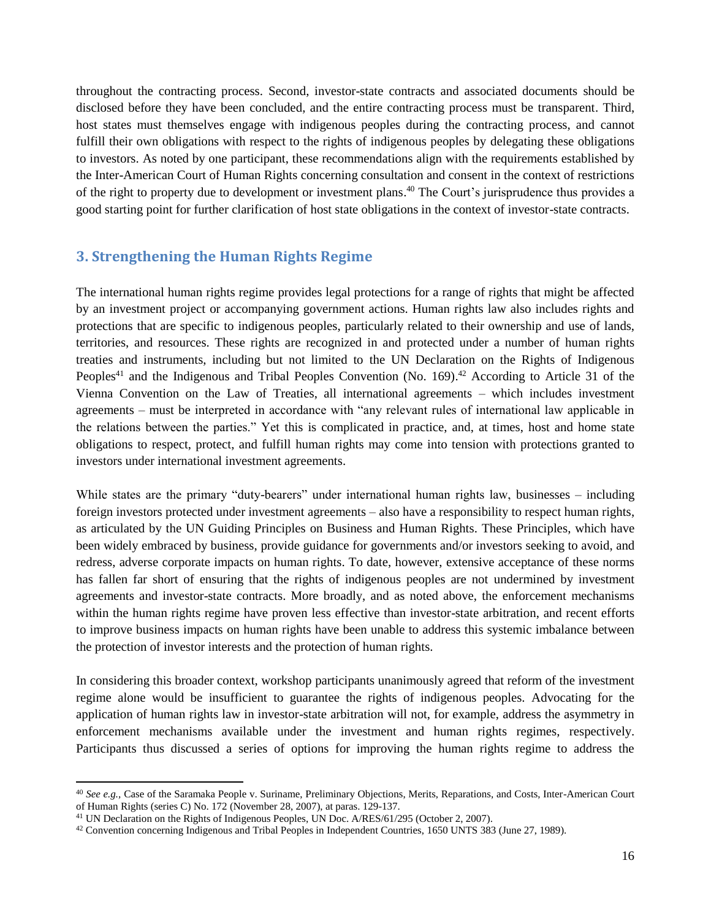throughout the contracting process. Second, investor-state contracts and associated documents should be disclosed before they have been concluded, and the entire contracting process must be transparent. Third, host states must themselves engage with indigenous peoples during the contracting process, and cannot fulfill their own obligations with respect to the rights of indigenous peoples by delegating these obligations to investors. As noted by one participant, these recommendations align with the requirements established by the Inter-American Court of Human Rights concerning consultation and consent in the context of restrictions of the right to property due to development or investment plans.[40] The Court's jurisprudence thus provides a good starting point for further clarification of host state obligations in the context of investor-state contracts.

## 3. Strengthening the Human Rights Regime

The international human rights regime provides legal protections for a range of rights that might be affected by an investment project or accompanying government actions. Human rights law also includes rights and protections that are specific to indigenous peoples, particularly related to their ownership and use of lands, territories, and resources. These rights are recognized in and protected under a number of human rights treaties and instruments, including but not limited to the UN Declaration on the Rights of Indigenous Peoples[41] and the Indigenous and Tribal Peoples Convention (No. 169).[42] According to Article 31 of the Vienna Convention on the Law of Treaties, all international agreements – which includes investment agreements – must be interpreted in accordance with "any relevant rules of international law applicable in the relations between the parties." Yet this is complicated in practice, and, at times, host and home state obligations to respect, protect, and fulfill human rights may come into tension with protections granted to investors under international investment agreements.

While states are the primary "duty-bearers" under international human rights law, businesses – including foreign investors protected under investment agreements – also have a responsibility to respect human rights, as articulated by the UN Guiding Principles on Business and Human Rights. These Principles, which have been widely embraced by business, provide guidance for governments and/or investors seeking to avoid, and redress, adverse corporate impacts on human rights. To date, however, extensive acceptance of these norms has fallen far short of ensuring that the rights of indigenous peoples are not undermined by investment agreements and investor-state contracts. More broadly, and as noted above, the enforcement mechanisms within the human rights regime have proven less effective than investor-state arbitration, and recent efforts to improve business impacts on human rights have been unable to address this systemic imbalance between the protection of investor interests and the protection of human rights.

In considering this broader context, workshop participants unanimously agreed that reform of the investment regime alone would be insufficient to guarantee the rights of indigenous peoples. Advocating for the application of human rights law in investor-state arbitration will not, for example, address the asymmetry in enforcement mechanisms available under the investment and human rights regimes, respectively. Participants thus discussed a series of options for improving the human rights regime to address the

---

[40] *See e.g.*, Case of the Saramaka People v. Suriname, Preliminary Objections, Merits, Reparations, and Costs, Inter-American Court of Human Rights (series C) No. 172 (November 28, 2007), at paras. 129-137.

[41] UN Declaration on the Rights of Indigenous Peoples, UN Doc. A/RES/61/295 (October 2, 2007).

[42] Convention concerning Indigenous and Tribal Peoples in Independent Countries, 1650 UNTS 383 (June 27, 1989).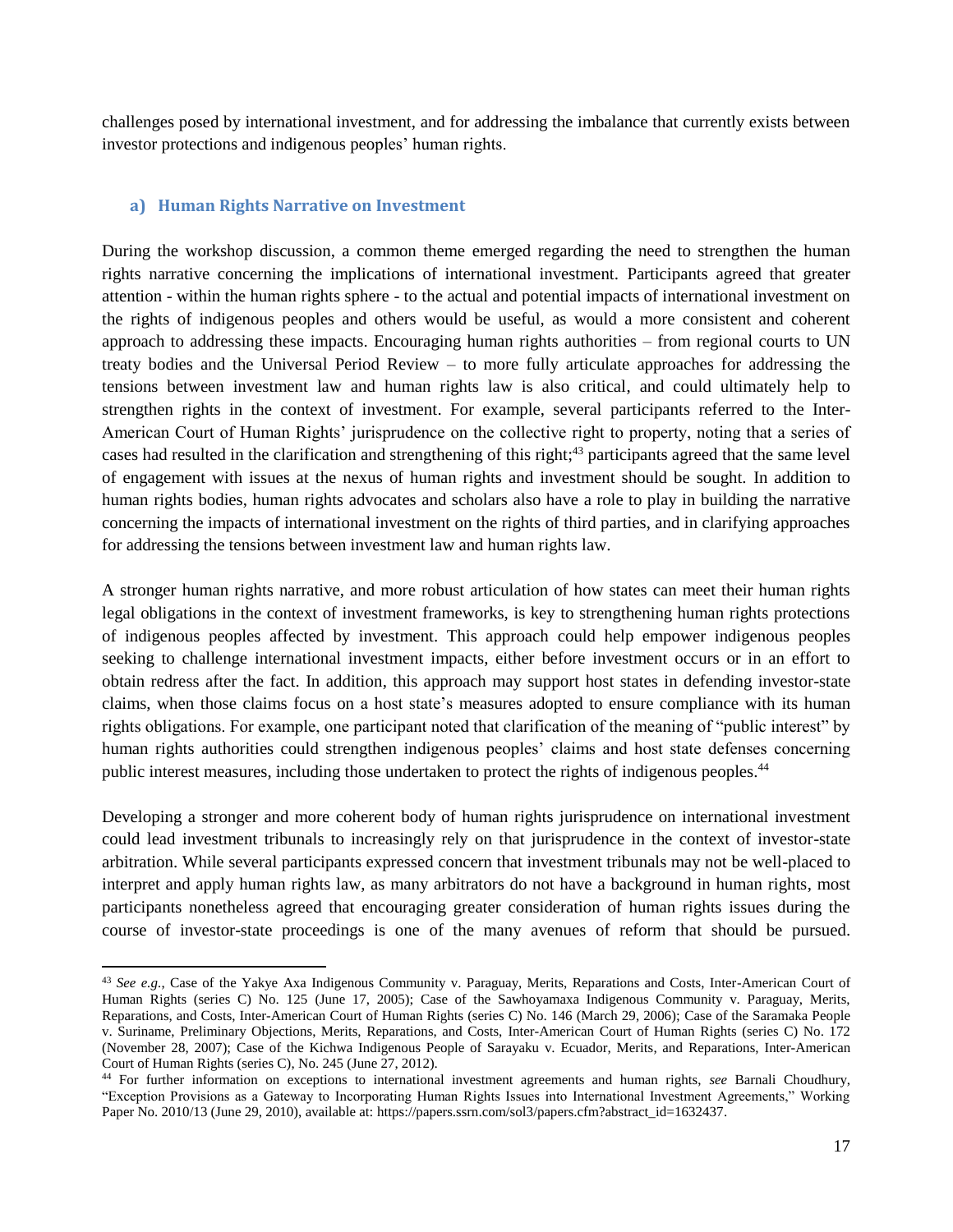challenges posed by international investment, and for addressing the imbalance that currently exists between investor protections and indigenous peoples' human rights.

### a) Human Rights Narrative on Investment

During the workshop discussion, a common theme emerged regarding the need to strengthen the human rights narrative concerning the implications of international investment. Participants agreed that greater attention - within the human rights sphere - to the actual and potential impacts of international investment on the rights of indigenous peoples and others would be useful, as would a more consistent and coherent approach to addressing these impacts. Encouraging human rights authorities – from regional courts to UN treaty bodies and the Universal Period Review – to more fully articulate approaches for addressing the tensions between investment law and human rights law is also critical, and could ultimately help to strengthen rights in the context of investment. For example, several participants referred to the Inter-American Court of Human Rights' jurisprudence on the collective right to property, noting that a series of cases had resulted in the clarification and strengthening of this right;[43] participants agreed that the same level of engagement with issues at the nexus of human rights and investment should be sought. In addition to human rights bodies, human rights advocates and scholars also have a role to play in building the narrative concerning the impacts of international investment on the rights of third parties, and in clarifying approaches for addressing the tensions between investment law and human rights law.

A stronger human rights narrative, and more robust articulation of how states can meet their human rights legal obligations in the context of investment frameworks, is key to strengthening human rights protections of indigenous peoples affected by investment. This approach could help empower indigenous peoples seeking to challenge international investment impacts, either before investment occurs or in an effort to obtain redress after the fact. In addition, this approach may support host states in defending investor-state claims, when those claims focus on a host state's measures adopted to ensure compliance with its human rights obligations. For example, one participant noted that clarification of the meaning of "public interest" by human rights authorities could strengthen indigenous peoples' claims and host state defenses concerning public interest measures, including those undertaken to protect the rights of indigenous peoples.[44]

Developing a stronger and more coherent body of human rights jurisprudence on international investment could lead investment tribunals to increasingly rely on that jurisprudence in the context of investor-state arbitration. While several participants expressed concern that investment tribunals may not be well-placed to interpret and apply human rights law, as many arbitrators do not have a background in human rights, most participants nonetheless agreed that encouraging greater consideration of human rights issues during the course of investor-state proceedings is one of the many avenues of reform that should be pursued.

---

[43] *See e.g.,* Case of the Yakye Axa Indigenous Community v. Paraguay, Merits, Reparations and Costs, Inter-American Court of Human Rights (series C) No. 125 (June 17, 2005); Case of the Sawhoyamaxa Indigenous Community v. Paraguay, Merits, Reparations, and Costs, Inter-American Court of Human Rights (series C) No. 146 (March 29, 2006); Case of the Saramaka People v. Suriname, Preliminary Objections, Merits, Reparations, and Costs, Inter-American Court of Human Rights (series C) No. 172 (November 28, 2007); Case of the Kichwa Indigenous People of Sarayaku v. Ecuador, Merits, and Reparations, Inter-American Court of Human Rights (series C), No. 245 (June 27, 2012).

[44] For further information on exceptions to international investment agreements and human rights, *see* Barnali Choudhury, "Exception Provisions as a Gateway to Incorporating Human Rights Issues into International Investment Agreements," Working Paper No. 2010/13 (June 29, 2010), available at: https://papers.ssrn.com/sol3/papers.cfm?abstract_id=1632437.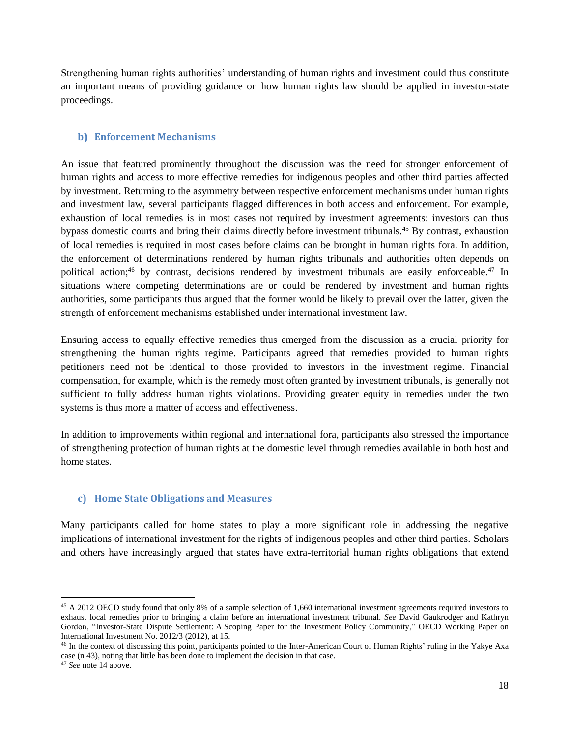Strengthening human rights authorities' understanding of human rights and investment could thus constitute an important means of providing guidance on how human rights law should be applied in investor-state proceedings.

### b) Enforcement Mechanisms

An issue that featured prominently throughout the discussion was the need for stronger enforcement of human rights and access to more effective remedies for indigenous peoples and other third parties affected by investment. Returning to the asymmetry between respective enforcement mechanisms under human rights and investment law, several participants flagged differences in both access and enforcement. For example, exhaustion of local remedies is in most cases not required by investment agreements: investors can thus bypass domestic courts and bring their claims directly before investment tribunals.[45] By contrast, exhaustion of local remedies is required in most cases before claims can be brought in human rights fora. In addition, the enforcement of determinations rendered by human rights tribunals and authorities often depends on political action;[46] by contrast, decisions rendered by investment tribunals are easily enforceable.[47] In situations where competing determinations are or could be rendered by investment and human rights authorities, some participants thus argued that the former would be likely to prevail over the latter, given the strength of enforcement mechanisms established under international investment law.

Ensuring access to equally effective remedies thus emerged from the discussion as a crucial priority for strengthening the human rights regime. Participants agreed that remedies provided to human rights petitioners need not be identical to those provided to investors in the investment regime. Financial compensation, for example, which is the remedy most often granted by investment tribunals, is generally not sufficient to fully address human rights violations. Providing greater equity in remedies under the two systems is thus more a matter of access and effectiveness.

In addition to improvements within regional and international fora, participants also stressed the importance of strengthening protection of human rights at the domestic level through remedies available in both host and home states.

### c) Home State Obligations and Measures

Many participants called for home states to play a more significant role in addressing the negative implications of international investment for the rights of indigenous peoples and other third parties. Scholars and others have increasingly argued that states have extra-territorial human rights obligations that extend

---

[45] A 2012 OECD study found that only 8% of a sample selection of 1,660 international investment agreements required investors to exhaust local remedies prior to bringing a claim before an international investment tribunal. *See* David Gaukrodger and Kathryn Gordon, "Investor-State Dispute Settlement: A Scoping Paper for the Investment Policy Community," OECD Working Paper on International Investment No. 2012/3 (2012), at 15.

[46] In the context of discussing this point, participants pointed to the Inter-American Court of Human Rights' ruling in the Yakye Axa case (n 43), noting that little has been done to implement the decision in that case.

[47] *See* note 14 above.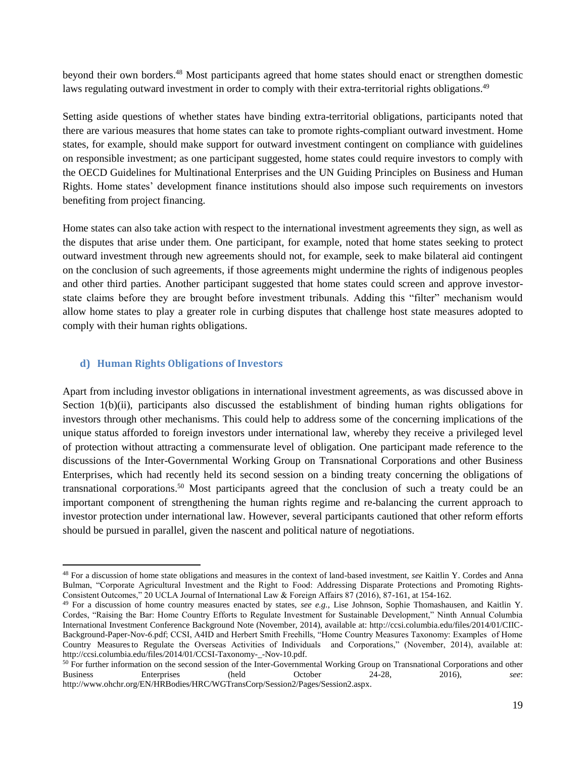beyond their own borders.[48] Most participants agreed that home states should enact or strengthen domestic laws regulating outward investment in order to comply with their extra-territorial rights obligations.[49]

Setting aside questions of whether states have binding extra-territorial obligations, participants noted that there are various measures that home states can take to promote rights-compliant outward investment. Home states, for example, should make support for outward investment contingent on compliance with guidelines on responsible investment; as one participant suggested, home states could require investors to comply with the OECD Guidelines for Multinational Enterprises and the UN Guiding Principles on Business and Human Rights. Home states' development finance institutions should also impose such requirements on investors benefiting from project financing.

Home states can also take action with respect to the international investment agreements they sign, as well as the disputes that arise under them. One participant, for example, noted that home states seeking to protect outward investment through new agreements should not, for example, seek to make bilateral aid contingent on the conclusion of such agreements, if those agreements might undermine the rights of indigenous peoples and other third parties. Another participant suggested that home states could screen and approve investor-state claims before they are brought before investment tribunals. Adding this "filter" mechanism would allow home states to play a greater role in curbing disputes that challenge host state measures adopted to comply with their human rights obligations.

### d) Human Rights Obligations of Investors

Apart from including investor obligations in international investment agreements, as was discussed above in Section 1(b)(ii), participants also discussed the establishment of binding human rights obligations for investors through other mechanisms. This could help to address some of the concerning implications of the unique status afforded to foreign investors under international law, whereby they receive a privileged level of protection without attracting a commensurate level of obligation. One participant made reference to the discussions of the Inter-Governmental Working Group on Transnational Corporations and other Business Enterprises, which had recently held its second session on a binding treaty concerning the obligations of transnational corporations.[50] Most participants agreed that the conclusion of such a treaty could be an important component of strengthening the human rights regime and re-balancing the current approach to investor protection under international law. However, several participants cautioned that other reform efforts should be pursued in parallel, given the nascent and political nature of negotiations.

---

[48] For a discussion of home state obligations and measures in the context of land-based investment, *see* Kaitlin Y. Cordes and Anna Bulman, "Corporate Agricultural Investment and the Right to Food: Addressing Disparate Protections and Promoting Rights-Consistent Outcomes," 20 UCLA Journal of International Law & Foreign Affairs 87 (2016), 87-161, at 154-162.

[49] For a discussion of home country measures enacted by states, *see e.g.,* Lise Johnson, Sophie Thomashausen, and Kaitlin Y. Cordes, "Raising the Bar: Home Country Efforts to Regulate Investment for Sustainable Development," Ninth Annual Columbia International Investment Conference Background Note (November, 2014), available at: http://ccsi.columbia.edu/files/2014/01/CIIC-Background-Paper-Nov-6.pdf; CCSI, A4ID and Herbert Smith Freehills, "Home Country Measures Taxonomy: Examples of Home Country Measures to Regulate the Overseas Activities of Individuals and Corporations," (November, 2014), available at: http://ccsi.columbia.edu/files/2014/01/CCSI-Taxonomy-_-Nov-10.pdf.

[50] For further information on the second session of the Inter-Governmental Working Group on Transnational Corporations and other Business Enterprises (held October 24-28, 2016), *see*: http://www.ohchr.org/EN/HRBodies/HRC/WGTransCorp/Session2/Pages/Session2.aspx.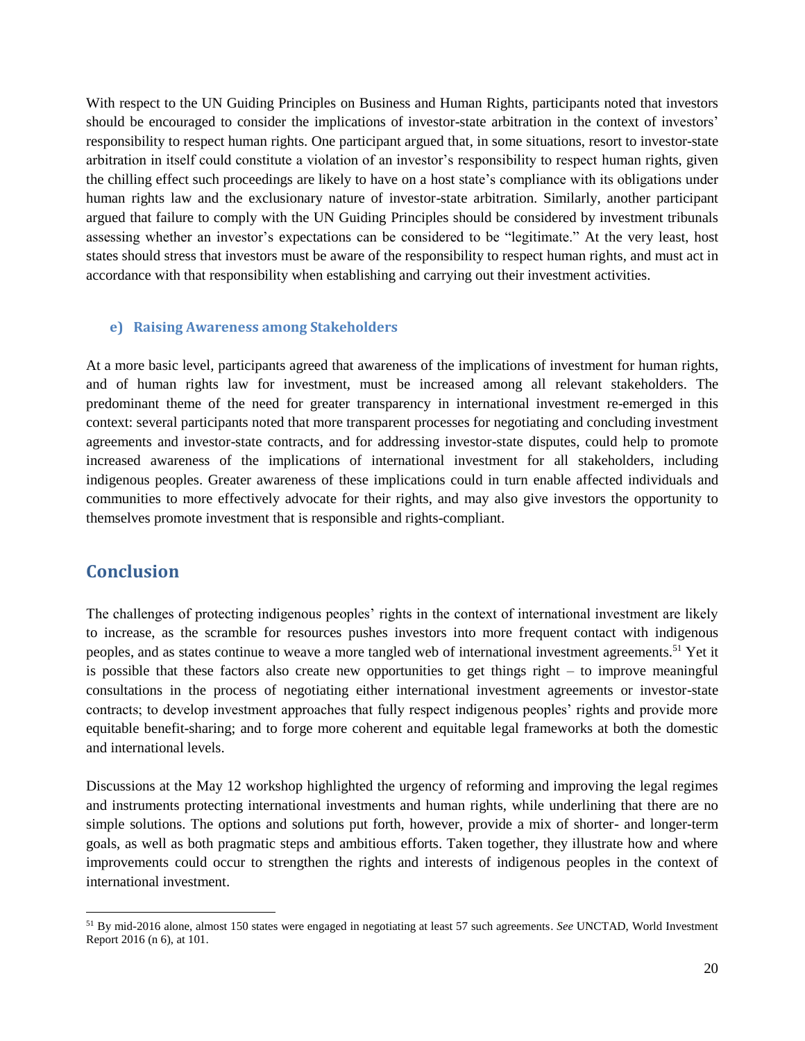With respect to the UN Guiding Principles on Business and Human Rights, participants noted that investors should be encouraged to consider the implications of investor-state arbitration in the context of investors' responsibility to respect human rights. One participant argued that, in some situations, resort to investor-state arbitration in itself could constitute a violation of an investor's responsibility to respect human rights, given the chilling effect such proceedings are likely to have on a host state's compliance with its obligations under human rights law and the exclusionary nature of investor-state arbitration. Similarly, another participant argued that failure to comply with the UN Guiding Principles should be considered by investment tribunals assessing whether an investor's expectations can be considered to be "legitimate." At the very least, host states should stress that investors must be aware of the responsibility to respect human rights, and must act in accordance with that responsibility when establishing and carrying out their investment activities.

### e) Raising Awareness among Stakeholders

At a more basic level, participants agreed that awareness of the implications of investment for human rights, and of human rights law for investment, must be increased among all relevant stakeholders. The predominant theme of the need for greater transparency in international investment re-emerged in this context: several participants noted that more transparent processes for negotiating and concluding investment agreements and investor-state contracts, and for addressing investor-state disputes, could help to promote increased awareness of the implications of international investment for all stakeholders, including indigenous peoples. Greater awareness of these implications could in turn enable affected individuals and communities to more effectively advocate for their rights, and may also give investors the opportunity to themselves promote investment that is responsible and rights-compliant.

## Conclusion

The challenges of protecting indigenous peoples' rights in the context of international investment are likely to increase, as the scramble for resources pushes investors into more frequent contact with indigenous peoples, and as states continue to weave a more tangled web of international investment agreements.[51] Yet it is possible that these factors also create new opportunities to get things right – to improve meaningful consultations in the process of negotiating either international investment agreements or investor-state contracts; to develop investment approaches that fully respect indigenous peoples' rights and provide more equitable benefit-sharing; and to forge more coherent and equitable legal frameworks at both the domestic and international levels.

Discussions at the May 12 workshop highlighted the urgency of reforming and improving the legal regimes and instruments protecting international investments and human rights, while underlining that there are no simple solutions. The options and solutions put forth, however, provide a mix of shorter- and longer-term goals, as well as both pragmatic steps and ambitious efforts. Taken together, they illustrate how and where improvements could occur to strengthen the rights and interests of indigenous peoples in the context of international investment.

[51] By mid-2016 alone, almost 150 states were engaged in negotiating at least 57 such agreements. *See* UNCTAD, World Investment Report 2016 (n 6), at 101.